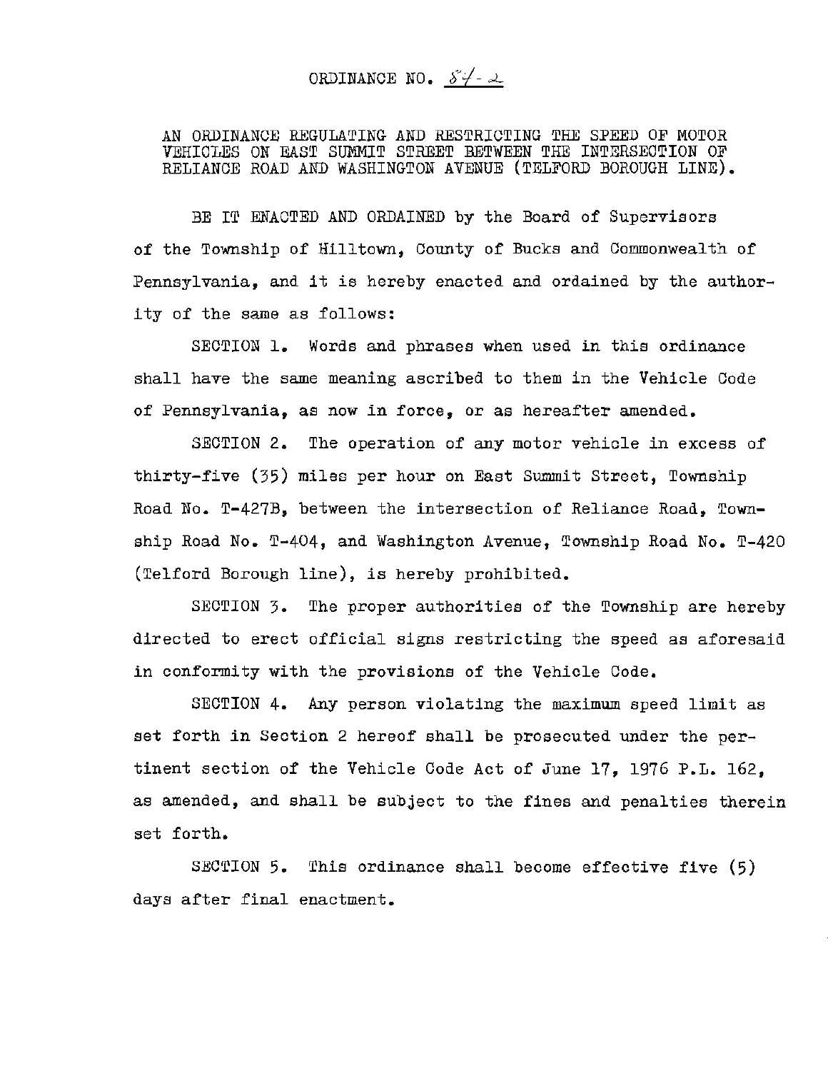# ORDINANCE NO. 84-2

AN ORDINANCE REGULATING AND RESTRICTING THE SPEED OF MOTOR VEHICLES ON EAST SUMMIT STREET BETWEEN THE INTERSECTION OF RELIANCE ROAD AND WASHINGTON AVENUE (TELFORD BOROUGH LINE).

BE IT ENACTED AND ORDAINED by the Board of Supervisors of the Township of Hilltown, County of Bucks and Commonwealth of Pennsylvania, and it is hereby enacted and ordained by the authority of the same as follows:

SECTION 1. Words and phrases when used in this ordinance shall have the same meaning ascribed to them in the Vehicle Code of Pennsylvania, as now in force, or as hereafter amended.

SECTION 2. The operation of any motor vehicle in excess of thirty-five (35) miles per hour on East Summit Street, Township Road No. T-427B, between the intersection of Reliance Road, Township Road No. T-404, and Washington Avenue, Township Road No. T-420 (Telford Borough line), is hereby prohibited.

SECTION 3. The proper authorities of the Township are hereby directed to erect official signs restricting the speed as aforesaid in conformity with the provisions of the Vehicle Code.

SECTION 4. Any person violating the maximum speed limit as set forth in Section 2 hereof shall be prosecuted under the pertinent section of the Vehicle Code Act of June 17, 1976 P.L. 162, as amended, and shall be subject to the fines and penalties therein set forth.

SECTION 5. This ordinance shall become effective five (5) days after final enactment.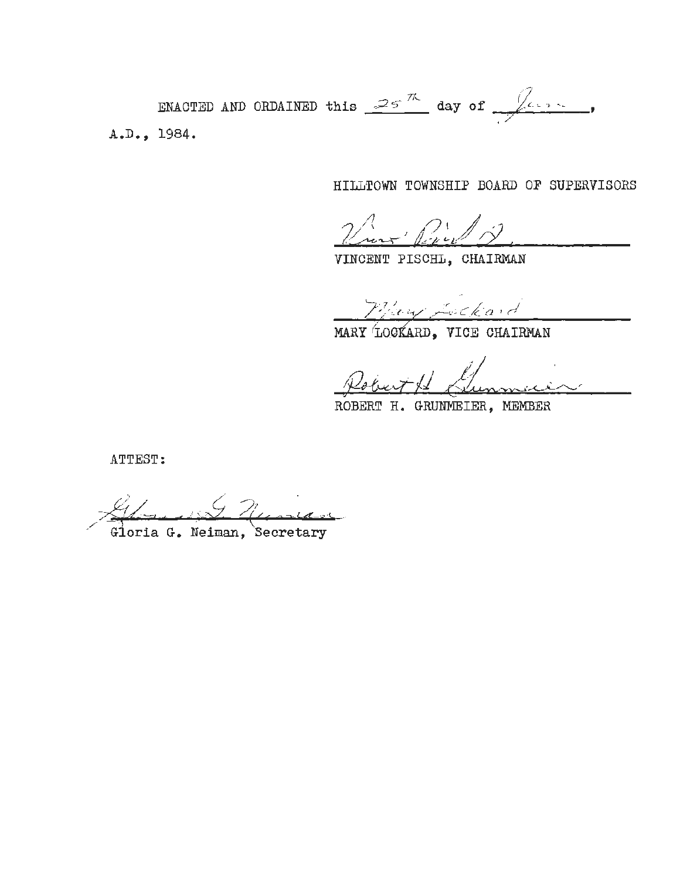ENACTED AND ORDAINED this 25th day of June,

A.D., 1984.

HILLTOWN TOWNSHIP BOARD OF SUPERVISORS

VINCENT PISCHL, CHAIRMAN

MARY LOCKARD, VICE CHAIRMAN

ROBERT H. GRUNMEIER, MEMBER

ATTEST:

Gloria G. Neiman, Secretary